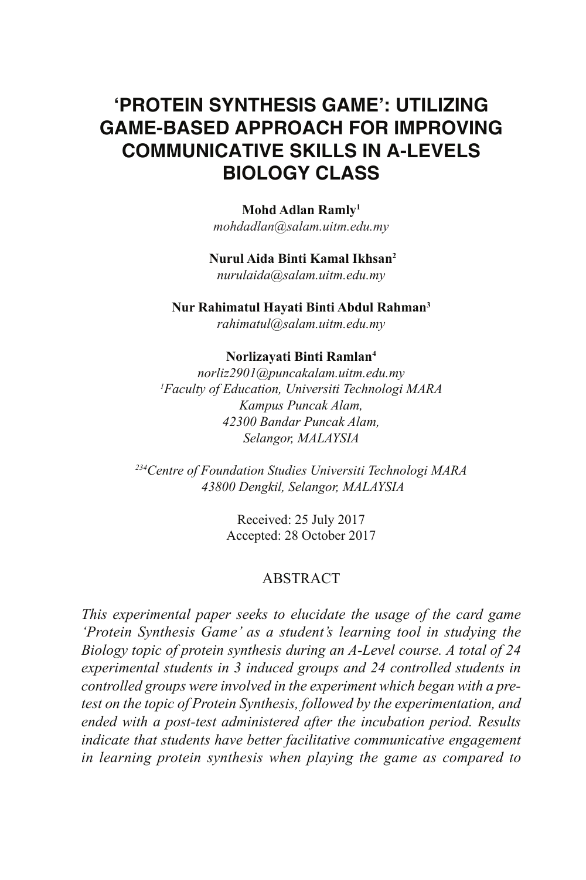# ‘PROTEIN SYNTHESIS GAME’: UTILIZING GAME-BASED APPROACH FOR IMPROVING COMMUNICATIVE SKILLS IN A-LEVELS BIOLOGY CLASS

**Mohd Adlan Ramly**[1]
*mohdadlan@salam.uitm.edu.my*

**Nurul Aida Binti Kamal Ikhsan**[2]
*nurulaida@salam.uitm.edu.my*

**Nur Rahimatul Hayati Binti Abdul Rahman**[3]
*rahimatul@salam.uitm.edu.my*

**Norlizayati Binti Ramlan**[4]
*norliz2901@puncakalam.uitm.edu.my*
[1]*Faculty of Education, Universiti Technologi MARA*
*Kampus Puncak Alam,*
*42300 Bandar Puncak Alam,*
*Selangor, MALAYSIA*

[234]*Centre of Foundation Studies Universiti Technologi MARA*
*43800 Dengkil, Selangor, MALAYSIA*

Received: 25 July 2017
Accepted: 28 October 2017

## ABSTRACT

*This experimental paper seeks to elucidate the usage of the card game ‘Protein Synthesis Game’ as a student’s learning tool in studying the Biology topic of protein synthesis during an A-Level course. A total of 24 experimental students in 3 induced groups and 24 controlled students in controlled groups were involved in the experiment which began with a pre-test on the topic of Protein Synthesis, followed by the experimentation, and ended with a post-test administered after the incubation period. Results indicate that students have better facilitative communicative engagement in learning protein synthesis when playing the game as compared to*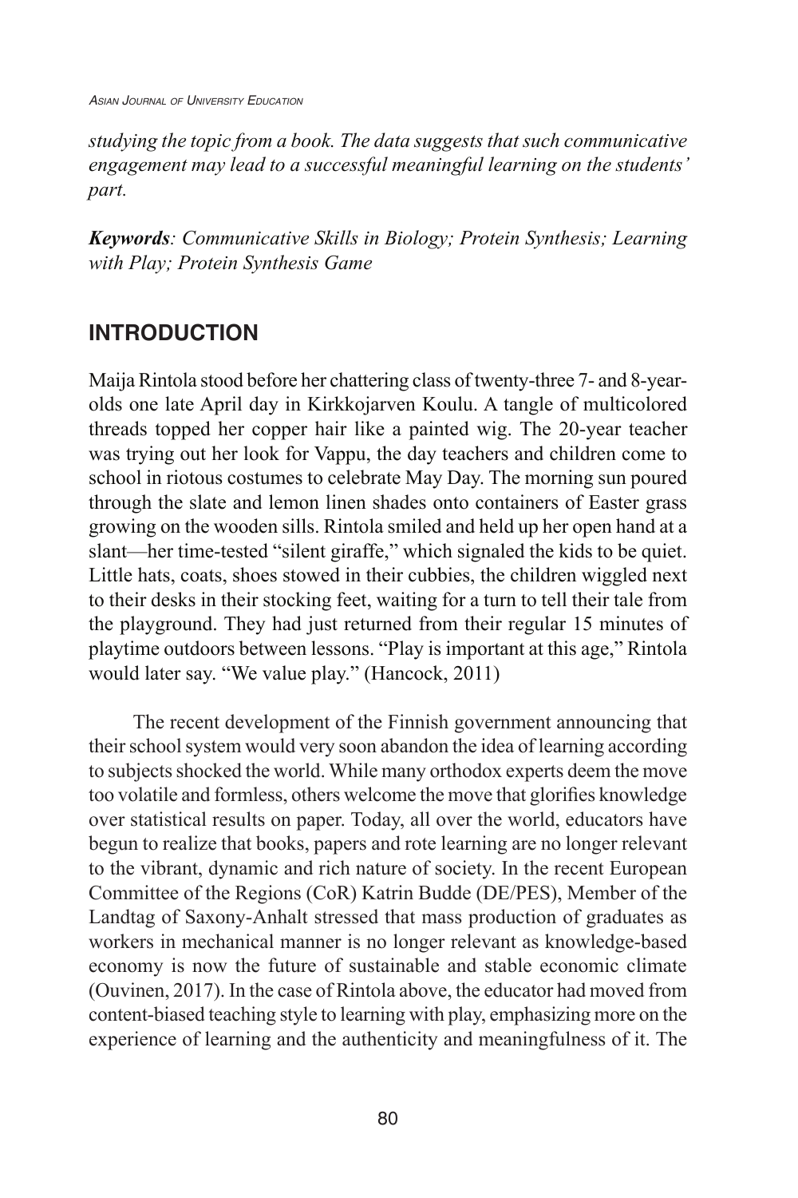*studying the topic from a book. The data suggests that such communicative engagement may lead to a successful meaningful learning on the students' part.*

***Keywords**: Communicative Skills in Biology; Protein Synthesis; Learning with Play; Protein Synthesis Game*

## INTRODUCTION

Maija Rintola stood before her chattering class of twenty-three 7- and 8-year-olds one late April day in Kirkkojarven Koulu. A tangle of multicolored threads topped her copper hair like a painted wig. The 20-year teacher was trying out her look for Vappu, the day teachers and children come to school in riotous costumes to celebrate May Day. The morning sun poured through the slate and lemon linen shades onto containers of Easter grass growing on the wooden sills. Rintola smiled and held up her open hand at a slant—her time-tested "silent giraffe," which signaled the kids to be quiet. Little hats, coats, shoes stowed in their cubbies, the children wiggled next to their desks in their stocking feet, waiting for a turn to tell their tale from the playground. They had just returned from their regular 15 minutes of playtime outdoors between lessons. "Play is important at this age," Rintola would later say. "We value play." (Hancock, 2011)

The recent development of the Finnish government announcing that their school system would very soon abandon the idea of learning according to subjects shocked the world. While many orthodox experts deem the move too volatile and formless, others welcome the move that glorifies knowledge over statistical results on paper. Today, all over the world, educators have begun to realize that books, papers and rote learning are no longer relevant to the vibrant, dynamic and rich nature of society. In the recent European Committee of the Regions (CoR) Katrin Budde (DE/PES), Member of the Landtag of Saxony-Anhalt stressed that mass production of graduates as workers in mechanical manner is no longer relevant as knowledge-based economy is now the future of sustainable and stable economic climate (Ouvinen, 2017). In the case of Rintola above, the educator had moved from content-biased teaching style to learning with play, emphasizing more on the experience of learning and the authenticity and meaningfulness of it. The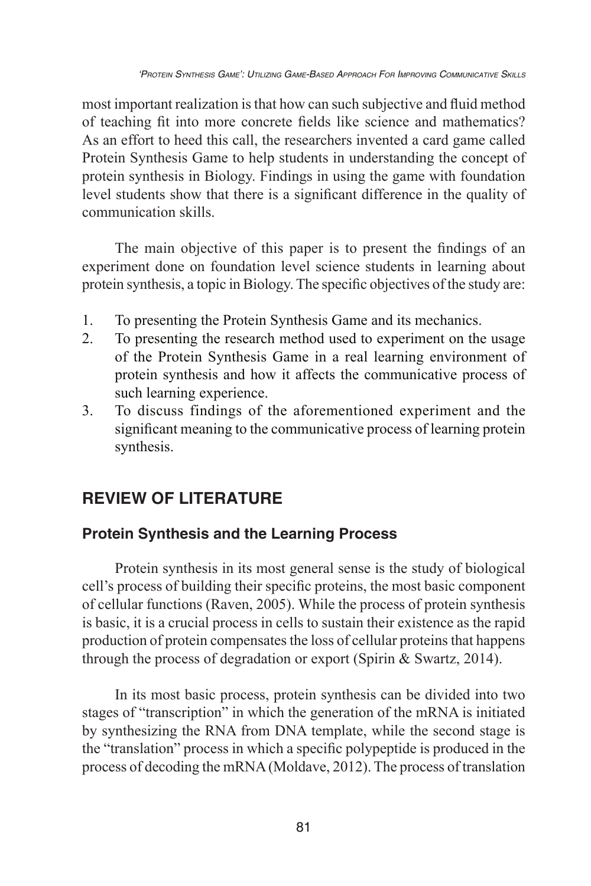most important realization is that how can such subjective and fluid method of teaching fit into more concrete fields like science and mathematics? As an effort to heed this call, the researchers invented a card game called Protein Synthesis Game to help students in understanding the concept of protein synthesis in Biology. Findings in using the game with foundation level students show that there is a significant difference in the quality of communication skills.

The main objective of this paper is to present the findings of an experiment done on foundation level science students in learning about protein synthesis, a topic in Biology. The specific objectives of the study are:

1. To presenting the Protein Synthesis Game and its mechanics.
2. To presenting the research method used to experiment on the usage of the Protein Synthesis Game in a real learning environment of protein synthesis and how it affects the communicative process of such learning experience.
3. To discuss findings of the aforementioned experiment and the significant meaning to the communicative process of learning protein synthesis.

## REVIEW OF LITERATURE

### Protein Synthesis and the Learning Process

Protein synthesis in its most general sense is the study of biological cell's process of building their specific proteins, the most basic component of cellular functions (Raven, 2005). While the process of protein synthesis is basic, it is a crucial process in cells to sustain their existence as the rapid production of protein compensates the loss of cellular proteins that happens through the process of degradation or export (Spirin & Swartz, 2014).

In its most basic process, protein synthesis can be divided into two stages of "transcription" in which the generation of the mRNA is initiated by synthesizing the RNA from DNA template, while the second stage is the "translation" process in which a specific polypeptide is produced in the process of decoding the mRNA (Moldave, 2012). The process of translation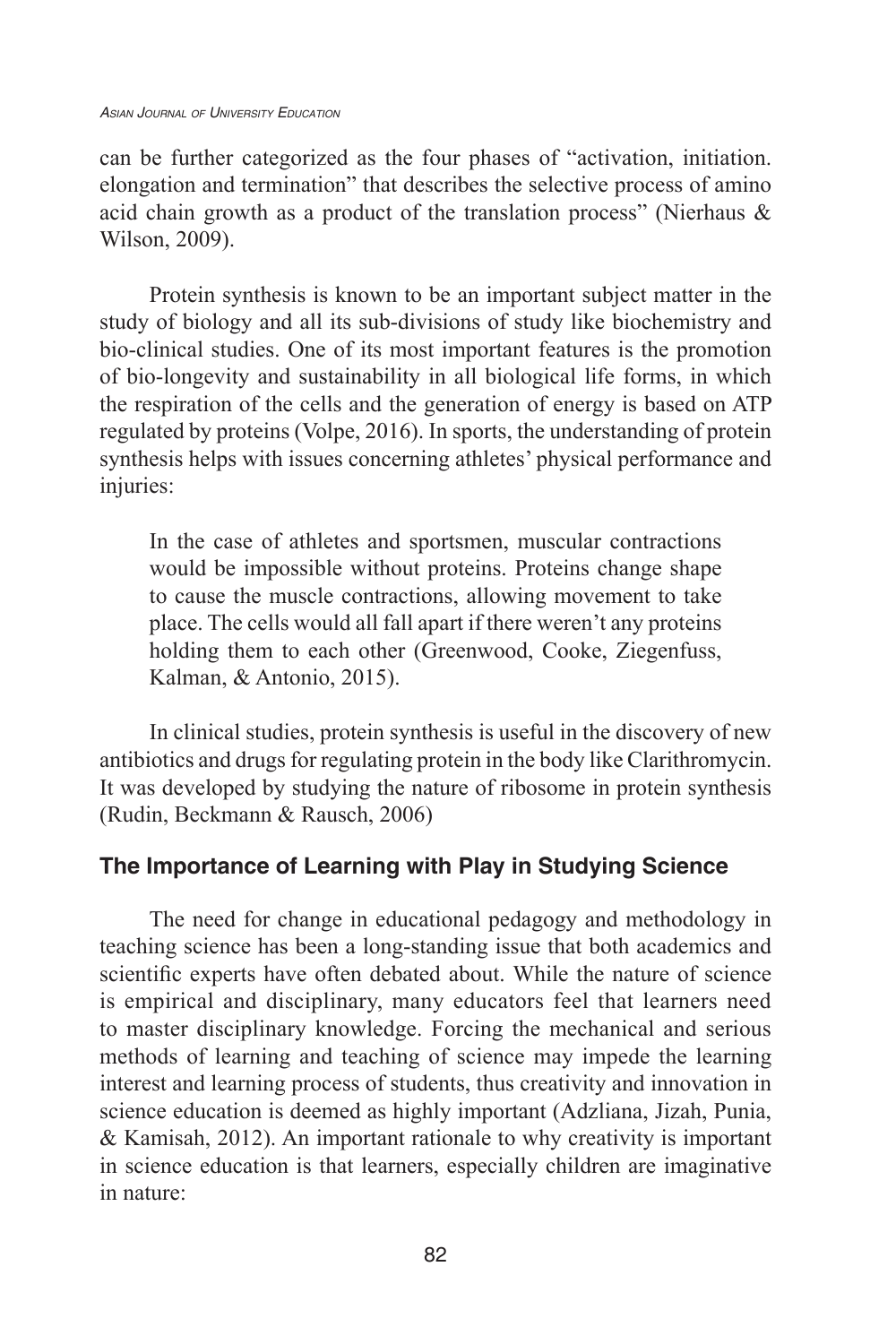can be further categorized as the four phases of "activation, initiation. elongation and termination" that describes the selective process of amino acid chain growth as a product of the translation process" (Nierhaus & Wilson, 2009).

Protein synthesis is known to be an important subject matter in the study of biology and all its sub-divisions of study like biochemistry and bio-clinical studies. One of its most important features is the promotion of bio-longevity and sustainability in all biological life forms, in which the respiration of the cells and the generation of energy is based on ATP regulated by proteins (Volpe, 2016). In sports, the understanding of protein synthesis helps with issues concerning athletes' physical performance and injuries:

> In the case of athletes and sportsmen, muscular contractions would be impossible without proteins. Proteins change shape to cause the muscle contractions, allowing movement to take place. The cells would all fall apart if there weren't any proteins holding them to each other (Greenwood, Cooke, Ziegenfuss, Kalman, & Antonio, 2015).

In clinical studies, protein synthesis is useful in the discovery of new antibiotics and drugs for regulating protein in the body like Clarithromycin. It was developed by studying the nature of ribosome in protein synthesis (Rudin, Beckmann & Rausch, 2006)

### The Importance of Learning with Play in Studying Science

The need for change in educational pedagogy and methodology in teaching science has been a long-standing issue that both academics and scientific experts have often debated about. While the nature of science is empirical and disciplinary, many educators feel that learners need to master disciplinary knowledge. Forcing the mechanical and serious methods of learning and teaching of science may impede the learning interest and learning process of students, thus creativity and innovation in science education is deemed as highly important (Adzliana, Jizah, Punia, & Kamisah, 2012). An important rationale to why creativity is important in science education is that learners, especially children are imaginative in nature: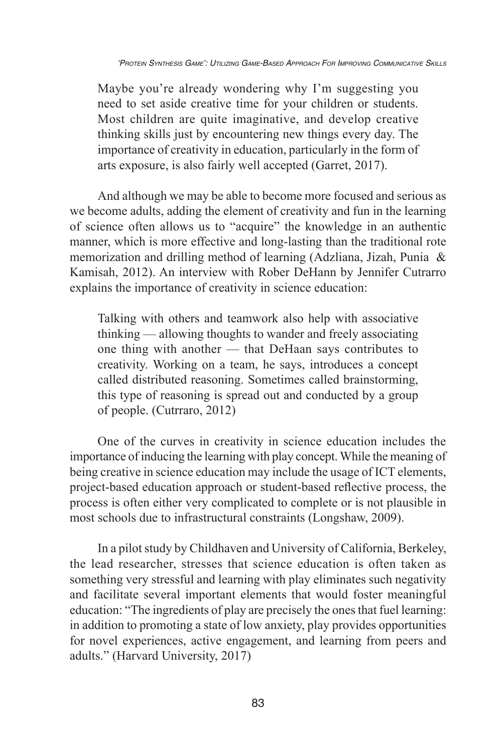> Maybe you're already wondering why I'm suggesting you need to set aside creative time for your children or students. Most children are quite imaginative, and develop creative thinking skills just by encountering new things every day. The importance of creativity in education, particularly in the form of arts exposure, is also fairly well accepted (Garret, 2017).

And although we may be able to become more focused and serious as we become adults, adding the element of creativity and fun in the learning of science often allows us to "acquire" the knowledge in an authentic manner, which is more effective and long-lasting than the traditional rote memorization and drilling method of learning (Adzliana, Jizah, Punia & Kamisah, 2012). An interview with Rober DeHann by Jennifer Cutrarro explains the importance of creativity in science education:

> Talking with others and teamwork also help with associative thinking — allowing thoughts to wander and freely associating one thing with another — that DeHaan says contributes to creativity. Working on a team, he says, introduces a concept called distributed reasoning. Sometimes called brainstorming, this type of reasoning is spread out and conducted by a group of people. (Cutrraro, 2012)

One of the curves in creativity in science education includes the importance of inducing the learning with play concept. While the meaning of being creative in science education may include the usage of ICT elements, project-based education approach or student-based reflective process, the process is often either very complicated to complete or is not plausible in most schools due to infrastructural constraints (Longshaw, 2009).

In a pilot study by Childhaven and University of California, Berkeley, the lead researcher, stresses that science education is often taken as something very stressful and learning with play eliminates such negativity and facilitate several important elements that would foster meaningful education: "The ingredients of play are precisely the ones that fuel learning: in addition to promoting a state of low anxiety, play provides opportunities for novel experiences, active engagement, and learning from peers and adults." (Harvard University, 2017)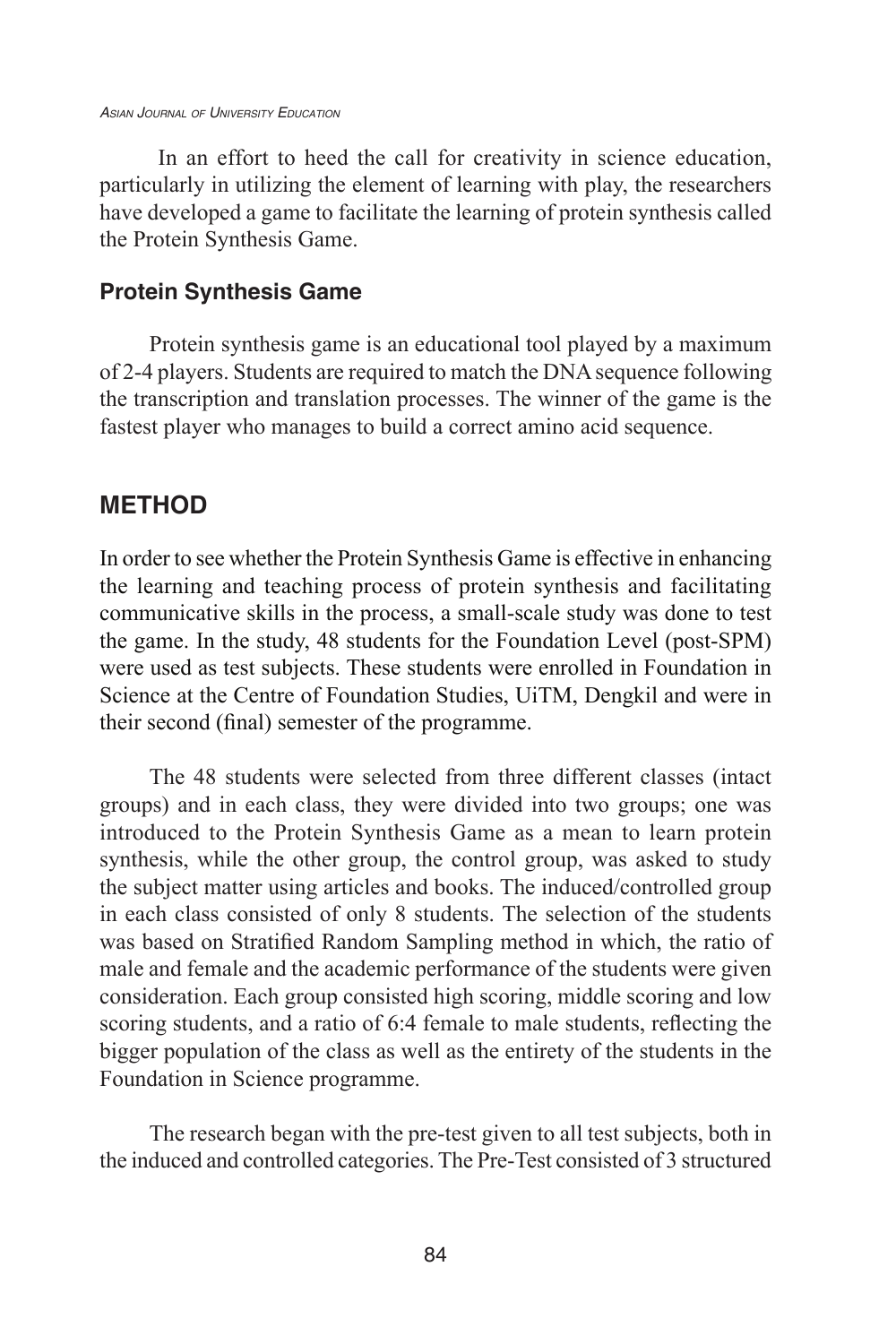In an effort to heed the call for creativity in science education, particularly in utilizing the element of learning with play, the researchers have developed a game to facilitate the learning of protein synthesis called the Protein Synthesis Game.

### Protein Synthesis Game

Protein synthesis game is an educational tool played by a maximum of 2-4 players. Students are required to match the DNA sequence following the transcription and translation processes. The winner of the game is the fastest player who manages to build a correct amino acid sequence.

## METHOD

In order to see whether the Protein Synthesis Game is effective in enhancing the learning and teaching process of protein synthesis and facilitating communicative skills in the process, a small-scale study was done to test the game. In the study, 48 students for the Foundation Level (post-SPM) were used as test subjects. These students were enrolled in Foundation in Science at the Centre of Foundation Studies, UiTM, Dengkil and were in their second (final) semester of the programme.

The 48 students were selected from three different classes (intact groups) and in each class, they were divided into two groups; one was introduced to the Protein Synthesis Game as a mean to learn protein synthesis, while the other group, the control group, was asked to study the subject matter using articles and books. The induced/controlled group in each class consisted of only 8 students. The selection of the students was based on Stratified Random Sampling method in which, the ratio of male and female and the academic performance of the students were given consideration. Each group consisted high scoring, middle scoring and low scoring students, and a ratio of 6:4 female to male students, reflecting the bigger population of the class as well as the entirety of the students in the Foundation in Science programme.

The research began with the pre-test given to all test subjects, both in the induced and controlled categories. The Pre-Test consisted of 3 structured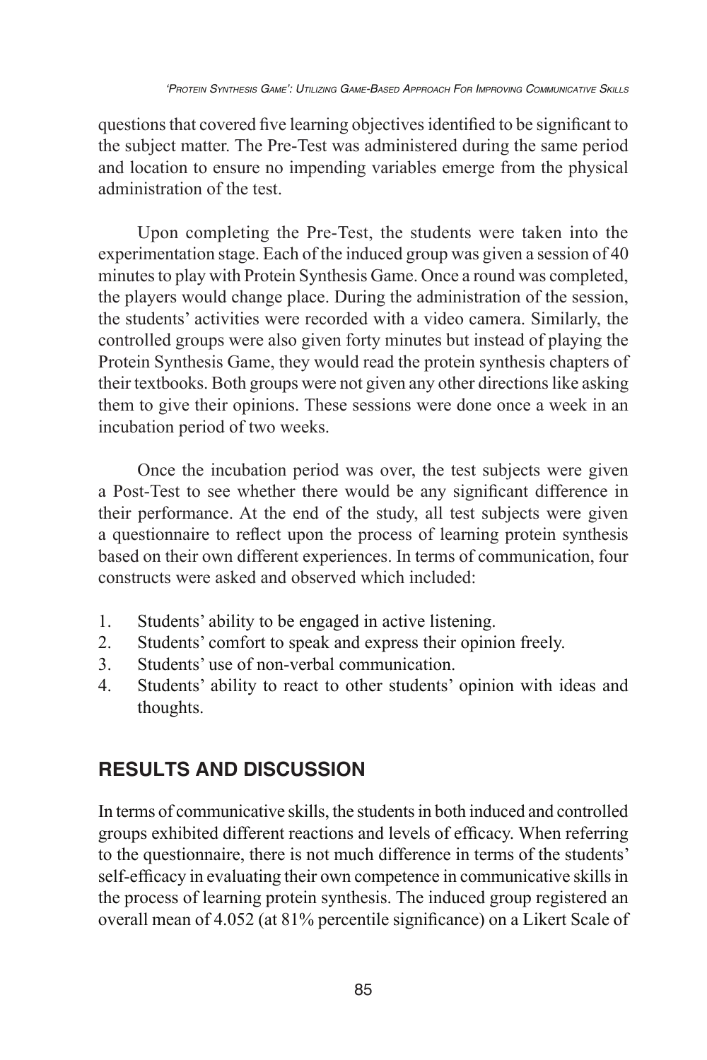questions that covered five learning objectives identified to be significant to the subject matter. The Pre-Test was administered during the same period and location to ensure no impending variables emerge from the physical administration of the test.

Upon completing the Pre-Test, the students were taken into the experimentation stage. Each of the induced group was given a session of 40 minutes to play with Protein Synthesis Game. Once a round was completed, the players would change place. During the administration of the session, the students' activities were recorded with a video camera. Similarly, the controlled groups were also given forty minutes but instead of playing the Protein Synthesis Game, they would read the protein synthesis chapters of their textbooks. Both groups were not given any other directions like asking them to give their opinions. These sessions were done once a week in an incubation period of two weeks.

Once the incubation period was over, the test subjects were given a Post-Test to see whether there would be any significant difference in their performance. At the end of the study, all test subjects were given a questionnaire to reflect upon the process of learning protein synthesis based on their own different experiences. In terms of communication, four constructs were asked and observed which included:

1. Students' ability to be engaged in active listening.
2. Students' comfort to speak and express their opinion freely.
3. Students' use of non-verbal communication.
4. Students' ability to react to other students' opinion with ideas and thoughts.

## RESULTS AND DISCUSSION

In terms of communicative skills, the students in both induced and controlled groups exhibited different reactions and levels of efficacy. When referring to the questionnaire, there is not much difference in terms of the students' self-efficacy in evaluating their own competence in communicative skills in the process of learning protein synthesis. The induced group registered an overall mean of 4.052 (at 81% percentile significance) on a Likert Scale of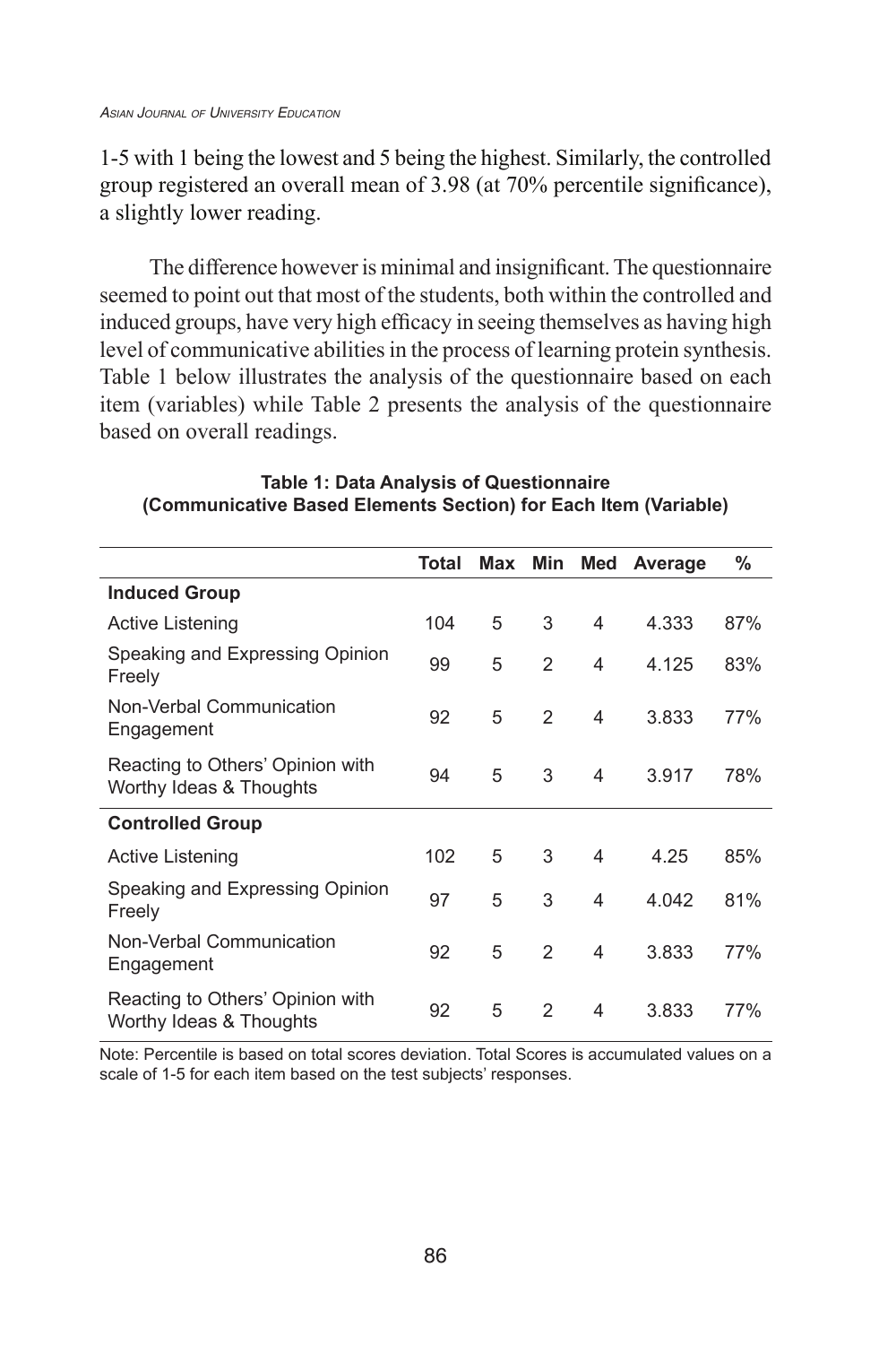1-5 with 1 being the lowest and 5 being the highest. Similarly, the controlled group registered an overall mean of 3.98 (at 70% percentile significance), a slightly lower reading.

The difference however is minimal and insignificant. The questionnaire seemed to point out that most of the students, both within the controlled and induced groups, have very high efficacy in seeing themselves as having high level of communicative abilities in the process of learning protein synthesis. Table 1 below illustrates the analysis of the questionnaire based on each item (variables) while Table 2 presents the analysis of the questionnaire based on overall readings.

**Table 1: Data Analysis of Questionnaire (Communicative Based Elements Section) for Each Item (Variable)**

| | Total | Max | Min | Med | Average | % |
|---|---|---|---|---|---|---|
| **Induced Group** | | | | | | |
| Active Listening | 104 | 5 | 3 | 4 | 4.333 | 87% |
| Speaking and Expressing Opinion Freely | 99 | 5 | 2 | 4 | 4.125 | 83% |
| Non-Verbal Communication Engagement | 92 | 5 | 2 | 4 | 3.833 | 77% |
| Reacting to Others' Opinion with Worthy Ideas & Thoughts | 94 | 5 | 3 | 4 | 3.917 | 78% |
| **Controlled Group** | | | | | | |
| Active Listening | 102 | 5 | 3 | 4 | 4.25 | 85% |
| Speaking and Expressing Opinion Freely | 97 | 5 | 3 | 4 | 4.042 | 81% |
| Non-Verbal Communication Engagement | 92 | 5 | 2 | 4 | 3.833 | 77% |
| Reacting to Others' Opinion with Worthy Ideas & Thoughts | 92 | 5 | 2 | 4 | 3.833 | 77% |

Note: Percentile is based on total scores deviation. Total Scores is accumulated values on a scale of 1-5 for each item based on the test subjects' responses.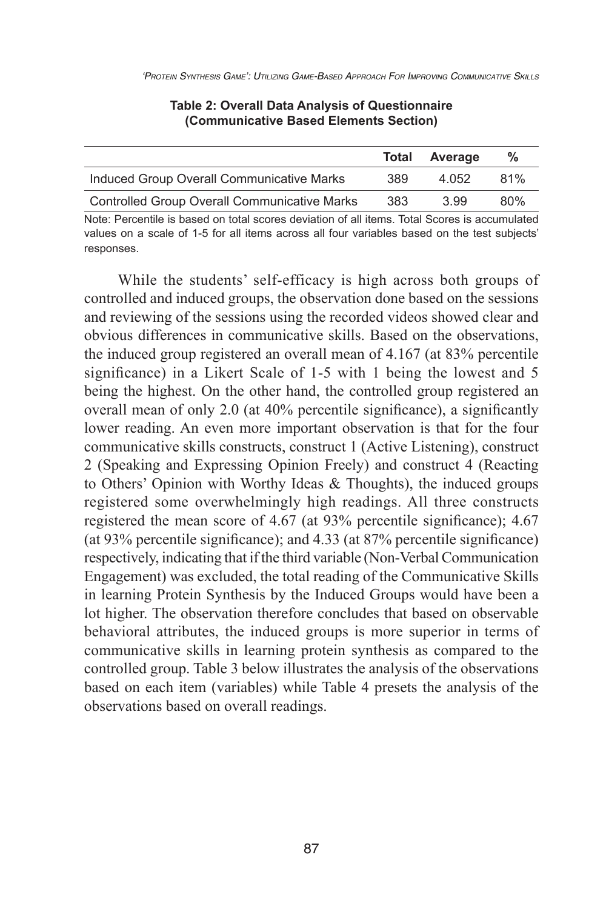**Table 2: Overall Data Analysis of Questionnaire (Communicative Based Elements Section)**

| | Total | Average | % |
|---|---|---|---|
| Induced Group Overall Communicative Marks | 389 | 4.052 | 81% |
| Controlled Group Overall Communicative Marks | 383 | 3.99 | 80% |

Note: Percentile is based on total scores deviation of all items. Total Scores is accumulated values on a scale of 1-5 for all items across all four variables based on the test subjects' responses.

While the students' self-efficacy is high across both groups of controlled and induced groups, the observation done based on the sessions and reviewing of the sessions using the recorded videos showed clear and obvious differences in communicative skills. Based on the observations, the induced group registered an overall mean of 4.167 (at 83% percentile significance) in a Likert Scale of 1-5 with 1 being the lowest and 5 being the highest. On the other hand, the controlled group registered an overall mean of only 2.0 (at 40% percentile significance), a significantly lower reading. An even more important observation is that for the four communicative skills constructs, construct 1 (Active Listening), construct 2 (Speaking and Expressing Opinion Freely) and construct 4 (Reacting to Others' Opinion with Worthy Ideas & Thoughts), the induced groups registered some overwhelmingly high readings. All three constructs registered the mean score of 4.67 (at 93% percentile significance); 4.67 (at 93% percentile significance); and 4.33 (at 87% percentile significance) respectively, indicating that if the third variable (Non-Verbal Communication Engagement) was excluded, the total reading of the Communicative Skills in learning Protein Synthesis by the Induced Groups would have been a lot higher. The observation therefore concludes that based on observable behavioral attributes, the induced groups is more superior in terms of communicative skills in learning protein synthesis as compared to the controlled group. Table 3 below illustrates the analysis of the observations based on each item (variables) while Table 4 presets the analysis of the observations based on overall readings.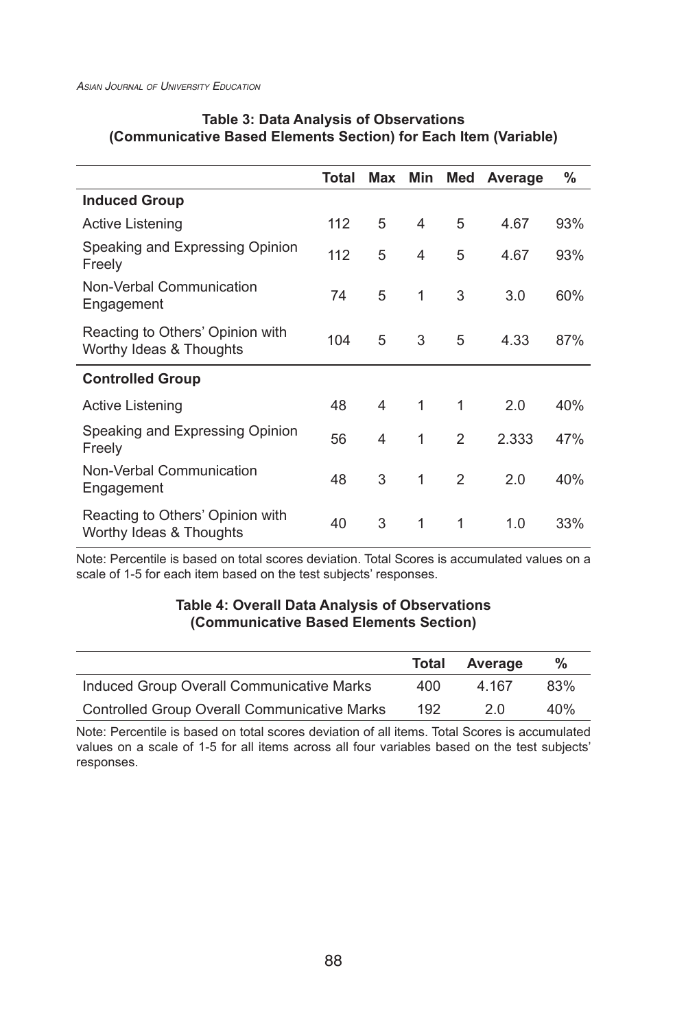**Table 3: Data Analysis of Observations (Communicative Based Elements Section) for Each Item (Variable)**

| | Total | Max | Min | Med | Average | % |
|---|---|---|---|---|---|---|
| **Induced Group** | | | | | | |
| Active Listening | 112 | 5 | 4 | 5 | 4.67 | 93% |
| Speaking and Expressing Opinion Freely | 112 | 5 | 4 | 5 | 4.67 | 93% |
| Non-Verbal Communication Engagement | 74 | 5 | 1 | 3 | 3.0 | 60% |
| Reacting to Others' Opinion with Worthy Ideas & Thoughts | 104 | 5 | 3 | 5 | 4.33 | 87% |
| **Controlled Group** | | | | | | |
| Active Listening | 48 | 4 | 1 | 1 | 2.0 | 40% |
| Speaking and Expressing Opinion Freely | 56 | 4 | 1 | 2 | 2.333 | 47% |
| Non-Verbal Communication Engagement | 48 | 3 | 1 | 2 | 2.0 | 40% |
| Reacting to Others' Opinion with Worthy Ideas & Thoughts | 40 | 3 | 1 | 1 | 1.0 | 33% |

Note: Percentile is based on total scores deviation. Total Scores is accumulated values on a scale of 1-5 for each item based on the test subjects' responses.

**Table 4: Overall Data Analysis of Observations (Communicative Based Elements Section)**

| | Total | Average | % |
|---|---|---|---|
| Induced Group Overall Communicative Marks | 400 | 4.167 | 83% |
| Controlled Group Overall Communicative Marks | 192 | 2.0 | 40% |

Note: Percentile is based on total scores deviation of all items. Total Scores is accumulated values on a scale of 1-5 for all items across all four variables based on the test subjects' responses.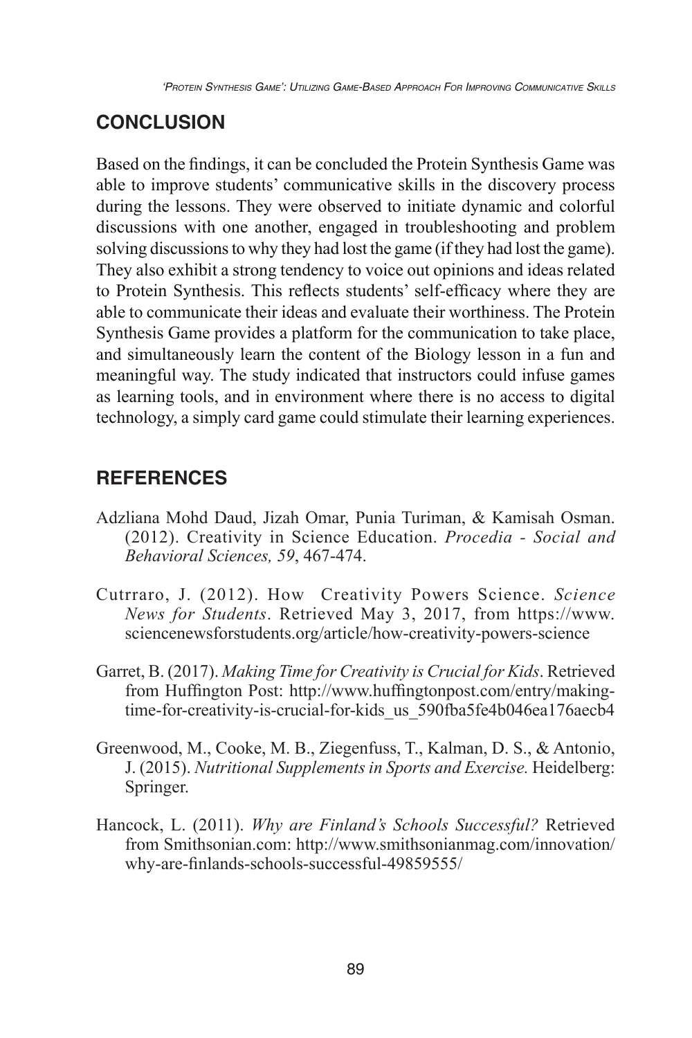## CONCLUSION

Based on the findings, it can be concluded the Protein Synthesis Game was able to improve students' communicative skills in the discovery process during the lessons. They were observed to initiate dynamic and colorful discussions with one another, engaged in troubleshooting and problem solving discussions to why they had lost the game (if they had lost the game). They also exhibit a strong tendency to voice out opinions and ideas related to Protein Synthesis. This reflects students' self-efficacy where they are able to communicate their ideas and evaluate their worthiness. The Protein Synthesis Game provides a platform for the communication to take place, and simultaneously learn the content of the Biology lesson in a fun and meaningful way. The study indicated that instructors could infuse games as learning tools, and in environment where there is no access to digital technology, a simply card game could stimulate their learning experiences.

## REFERENCES

Adzliana Mohd Daud, Jizah Omar, Punia Turiman, & Kamisah Osman. (2012). Creativity in Science Education. *Procedia - Social and Behavioral Sciences, 59*, 467-474.

Cutrraro, J. (2012). How Creativity Powers Science. *Science News for Students*. Retrieved May 3, 2017, from https://www.sciencenewsforstudents.org/article/how-creativity-powers-science

Garret, B. (2017). *Making Time for Creativity is Crucial for Kids*. Retrieved from Huffington Post: http://www.huffingtonpost.com/entry/making-time-for-creativity-is-crucial-for-kids_us_590fba5fe4b046ea176aecb4

Greenwood, M., Cooke, M. B., Ziegenfuss, T., Kalman, D. S., & Antonio, J. (2015). *Nutritional Supplements in Sports and Exercise.* Heidelberg: Springer.

Hancock, L. (2011). *Why are Finland's Schools Successful?* Retrieved from Smithsonian.com: http://www.smithsonianmag.com/innovation/why-are-finlands-schools-successful-49859555/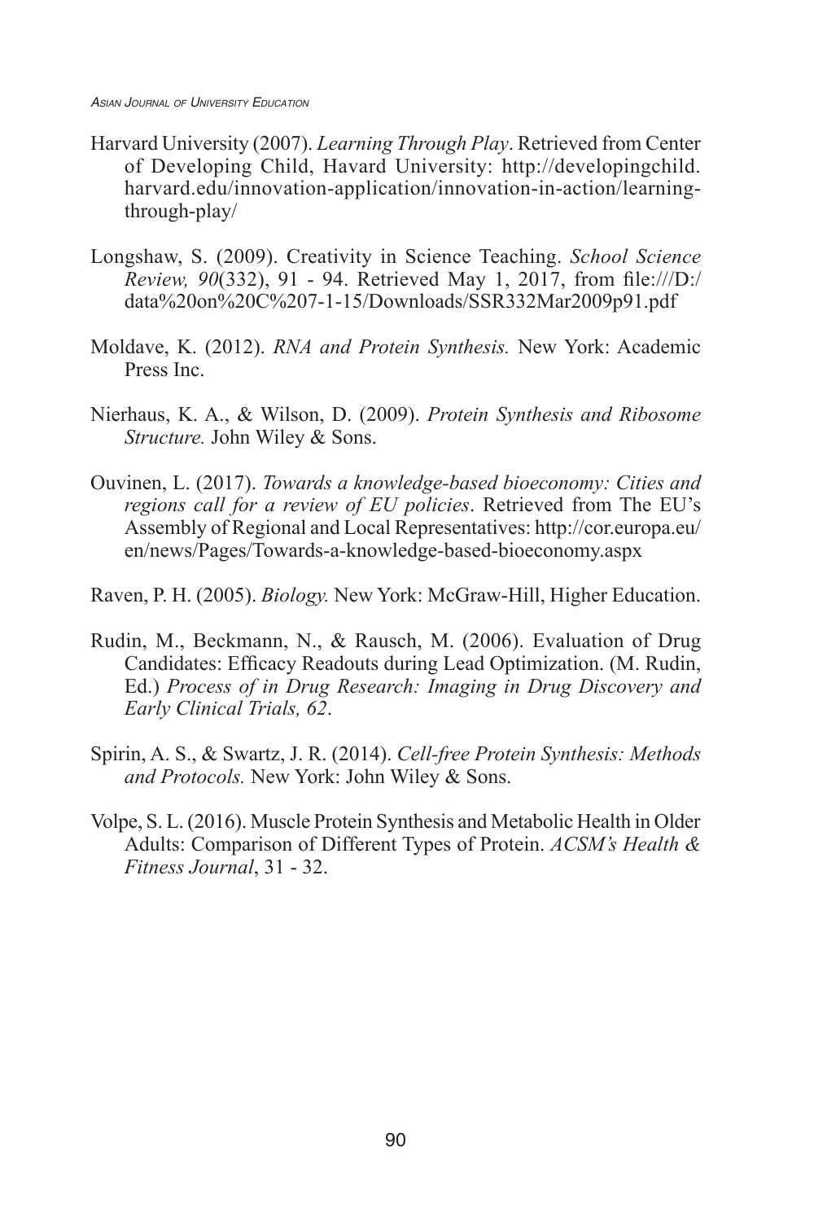Harvard University (2007). *Learning Through Play*. Retrieved from Center of Developing Child, Havard University: http://developingchild.harvard.edu/innovation-application/innovation-in-action/learning-through-play/

Longshaw, S. (2009). Creativity in Science Teaching. *School Science Review, 90*(332), 91 - 94. Retrieved May 1, 2017, from file:///D:/data%20on%20C%207-1-15/Downloads/SSR332Mar2009p91.pdf

Moldave, K. (2012). *RNA and Protein Synthesis.* New York: Academic Press Inc.

Nierhaus, K. A., & Wilson, D. (2009). *Protein Synthesis and Ribosome Structure.* John Wiley & Sons.

Ouvinen, L. (2017). *Towards a knowledge-based bioeconomy: Cities and regions call for a review of EU policies*. Retrieved from The EU's Assembly of Regional and Local Representatives: http://cor.europa.eu/en/news/Pages/Towards-a-knowledge-based-bioeconomy.aspx

Raven, P. H. (2005). *Biology.* New York: McGraw-Hill, Higher Education.

Rudin, M., Beckmann, N., & Rausch, M. (2006). Evaluation of Drug Candidates: Efficacy Readouts during Lead Optimization. (M. Rudin, Ed.) *Process of in Drug Research: Imaging in Drug Discovery and Early Clinical Trials, 62*.

Spirin, A. S., & Swartz, J. R. (2014). *Cell-free Protein Synthesis: Methods and Protocols.* New York: John Wiley & Sons.

Volpe, S. L. (2016). Muscle Protein Synthesis and Metabolic Health in Older Adults: Comparison of Different Types of Protein. *ACSM's Health & Fitness Journal*, 31 - 32.